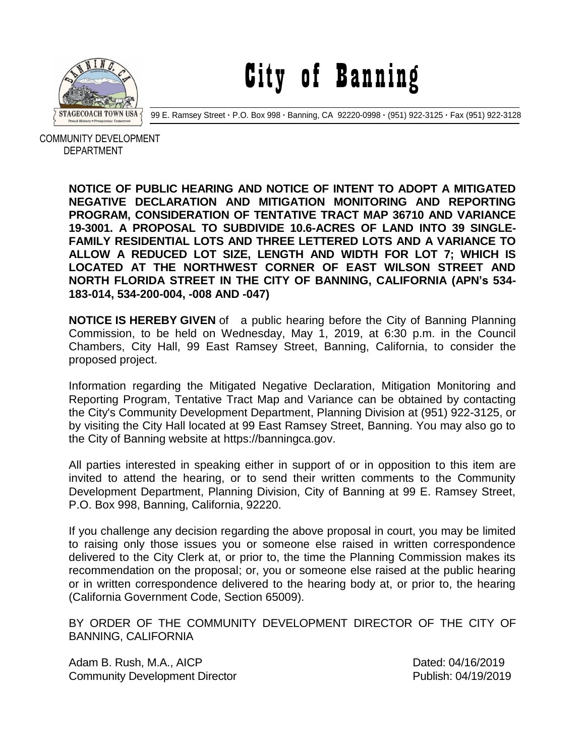# City of Banning

99 E. Ramsey Street · P.O. Box 998 · Banning, CA 92220-0998 · (951) 922-3125 · Fax (951) 922-3128

COMMUNITY DEVELOPMENT DEPARTMENT

**NOTICE OF PUBLIC HEARING AND NOTICE OF INTENT TO ADOPT A MITIGATED NEGATIVE DECLARATION AND MITIGATION MONITORING AND REPORTING PROGRAM, CONSIDERATION OF TENTATIVE TRACT MAP 36710 AND VARIANCE 19-3001. A PROPOSAL TO SUBDIVIDE 10.6-ACRES OF LAND INTO 39 SINGLE-FAMILY RESIDENTIAL LOTS AND THREE LETTERED LOTS AND A VARIANCE TO ALLOW A REDUCED LOT SIZE, LENGTH AND WIDTH FOR LOT 7; WHICH IS LOCATED AT THE NORTHWEST CORNER OF EAST WILSON STREET AND NORTH FLORIDA STREET IN THE CITY OF BANNING, CALIFORNIA (APN's 534-183-014, 534-200-004, -008 AND -047)**

**NOTICE IS HEREBY GIVEN** of a public hearing before the City of Banning Planning Commission, to be held on Wednesday, May 1, 2019, at 6:30 p.m. in the Council Chambers, City Hall, 99 East Ramsey Street, Banning, California, to consider the proposed project.

Information regarding the Mitigated Negative Declaration, Mitigation Monitoring and Reporting Program, Tentative Tract Map and Variance can be obtained by contacting the City's Community Development Department, Planning Division at (951) 922-3125, or by visiting the City Hall located at 99 East Ramsey Street, Banning. You may also go to the City of Banning website at https://banningca.gov.

All parties interested in speaking either in support of or in opposition to this item are invited to attend the hearing, or to send their written comments to the Community Development Department, Planning Division, City of Banning at 99 E. Ramsey Street, P.O. Box 998, Banning, California, 92220.

If you challenge any decision regarding the above proposal in court, you may be limited to raising only those issues you or someone else raised in written correspondence delivered to the City Clerk at, or prior to, the time the Planning Commission makes its recommendation on the proposal; or, you or someone else raised at the public hearing or in written correspondence delivered to the hearing body at, or prior to, the hearing (California Government Code, Section 65009).

BY ORDER OF THE COMMUNITY DEVELOPMENT DIRECTOR OF THE CITY OF BANNING, CALIFORNIA

Adam B. Rush, M.A., AICP
Community Development Director

Dated: 04/16/2019
Publish: 04/19/2019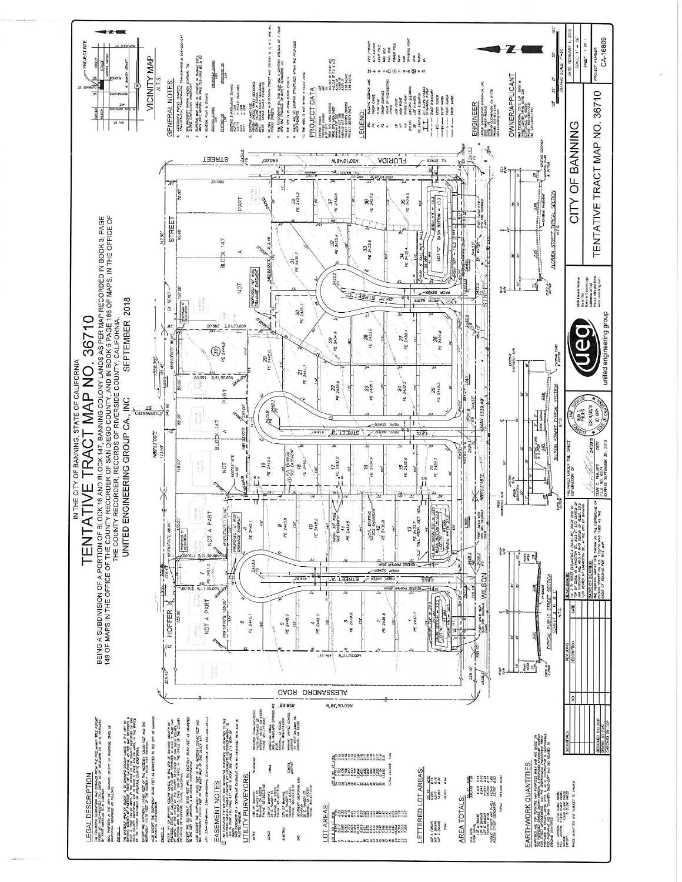# TENTATIVE TRACT MAP NO. 36710

IN THE CITY OF BANNING, STATE OF CALIFORNIA

BEING A SUBDIVISION OF A PORTION OF BLOCK 16 AND BLOCK 147, BANNING COLONY LANDS AS PER MAP RECORDED IN BOOK 3, PAGE 149 OF MAPS IN THE OFFICE OF THE COUNTY RECORDER OF SAN DIEGO COUNTY, AND IN BOOK 5 PAGE 186 OF MAPS, IN THE OFFICE OF THE COUNTY RECORDER, RECORDS OF RIVERSIDE COUNTY, CALIFORNIA.

UNITED ENGINEERING GROUP CA., INC — SEPTEMBER 2018

## LEGAL DESCRIPTION

## EASEMENT NOTES

## UTILITY PURVEYORS

## LOT AREAS

## LETTERED LOT AREAS

## AREA TOTALS

## EARTHWORK QUANTITIES

THESE QUANTITIES ARE SUBJECT TO CHANGE.

## VICINITY MAP

N.T.S.

PROJECT SITE

## GENERAL NOTES

## PROJECT DATA

## LEGEND

## ENGINEER

UNITED ENGINEERING GROUP CA., INC.

## OWNER/APPLICANT

HOFFER STREET

WILSON STREET

ALESSANDRO ROAD

FLORIDA STREET

DURWARD ST

STREET "A"

STREET "B"

STREET "C"

BLOCK 147

NOT A PART

PROPOSED 10' WIDE DRAINAGE EASEMENT

TYPICAL PUBLIC STREET SECTION — STREET A, B, & C — N.T.S.

WILSON STREET TYPICAL SECTION — N.T.S.

FLORIDA STREET TYPICAL SECTION — N.T.S.

BENCHMARK

BASIS OF BEARING

PREPARED UNDER THE DIRECT SUPERVISION OF:

DEAN C. PHILLIPS — R.C.E. 69171 — EXPIRES SEPTEMBER 30, 2019

united engineering group

# CITY OF BANNING

# TENTATIVE TRACT MAP NO. 36710

DATE: FEBRUARY 1, 2019

SCALE: 1" = 50'

SHEET 1 OF 1

PROJECT NUMBER: CA-16809